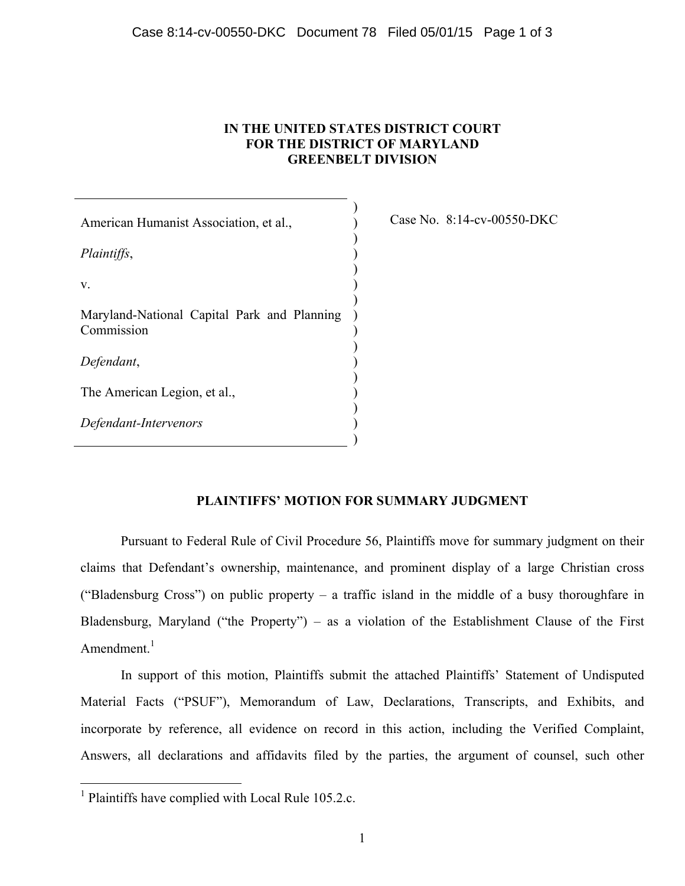**IN THE UNITED STATES DISTRICT COURT**
**FOR THE DISTRICT OF MARYLAND**
**GREENBELT DIVISION**

| | |
|---|---|
| American Humanist Association, et al., *Plaintiffs*, v. Maryland-National Capital Park and Planning Commission *Defendant*, The American Legion, et al., *Defendant-Intervenors* | Case No. 8:14-cv-00550-DKC |

**PLAINTIFFS' MOTION FOR SUMMARY JUDGMENT**

Pursuant to Federal Rule of Civil Procedure 56, Plaintiffs move for summary judgment on their claims that Defendant's ownership, maintenance, and prominent display of a large Christian cross ("Bladensburg Cross") on public property – a traffic island in the middle of a busy thoroughfare in Bladensburg, Maryland ("the Property") – as a violation of the Establishment Clause of the First Amendment.[1]

In support of this motion, Plaintiffs submit the attached Plaintiffs' Statement of Undisputed Material Facts ("PSUF"), Memorandum of Law, Declarations, Transcripts, and Exhibits, and incorporate by reference, all evidence on record in this action, including the Verified Complaint, Answers, all declarations and affidavits filed by the parties, the argument of counsel, such other

[1] Plaintiffs have complied with Local Rule 105.2.c.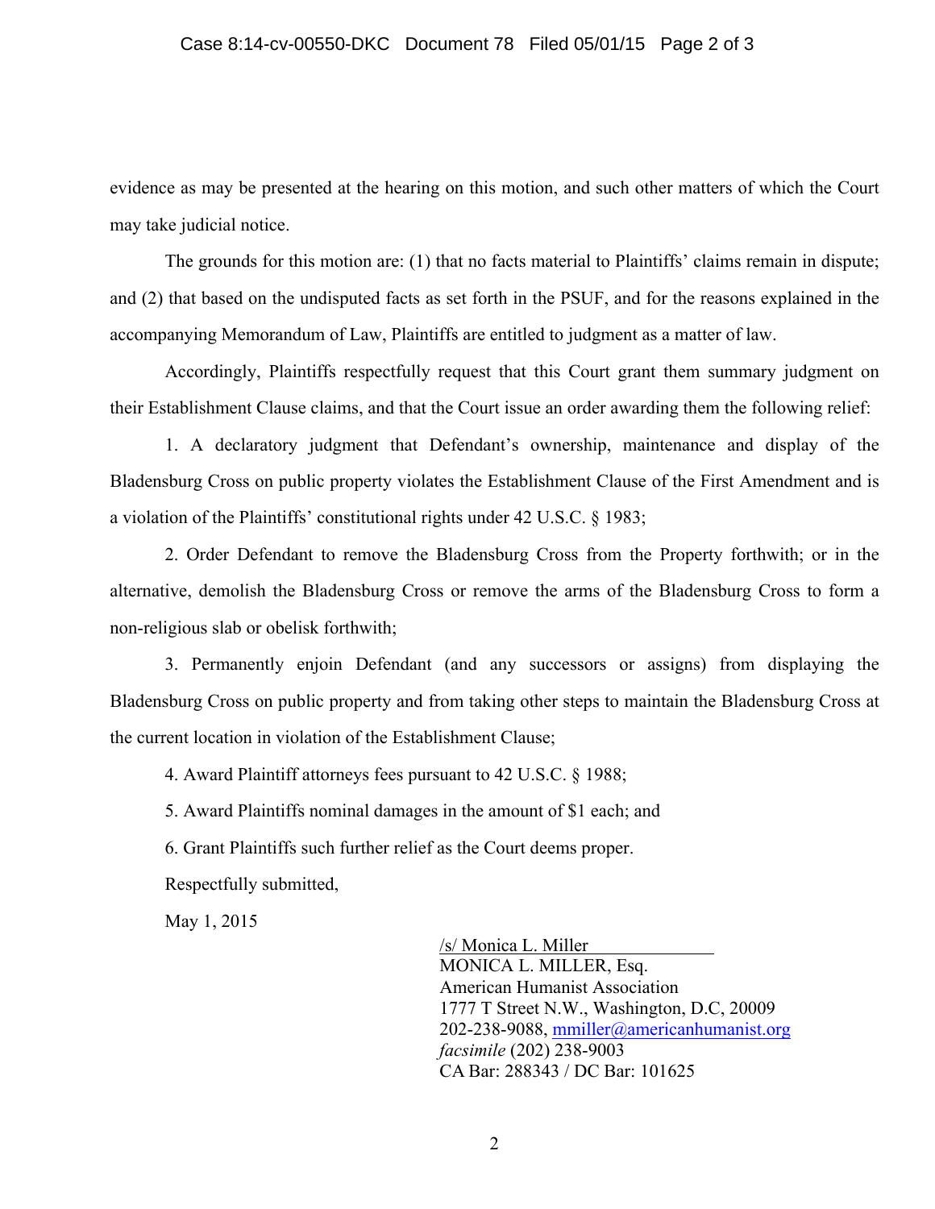evidence as may be presented at the hearing on this motion, and such other matters of which the Court may take judicial notice.

The grounds for this motion are: (1) that no facts material to Plaintiffs' claims remain in dispute; and (2) that based on the undisputed facts as set forth in the PSUF, and for the reasons explained in the accompanying Memorandum of Law, Plaintiffs are entitled to judgment as a matter of law.

Accordingly, Plaintiffs respectfully request that this Court grant them summary judgment on their Establishment Clause claims, and that the Court issue an order awarding them the following relief:

1. A declaratory judgment that Defendant's ownership, maintenance and display of the Bladensburg Cross on public property violates the Establishment Clause of the First Amendment and is a violation of the Plaintiffs' constitutional rights under 42 U.S.C. § 1983;

2. Order Defendant to remove the Bladensburg Cross from the Property forthwith; or in the alternative, demolish the Bladensburg Cross or remove the arms of the Bladensburg Cross to form a non-religious slab or obelisk forthwith;

3. Permanently enjoin Defendant (and any successors or assigns) from displaying the Bladensburg Cross on public property and from taking other steps to maintain the Bladensburg Cross at the current location in violation of the Establishment Clause;

4. Award Plaintiff attorneys fees pursuant to 42 U.S.C. § 1988;

5. Award Plaintiffs nominal damages in the amount of $1 each; and

6. Grant Plaintiffs such further relief as the Court deems proper.

Respectfully submitted,

May 1, 2015

/s/ Monica L. Miller
MONICA L. MILLER, Esq.
American Humanist Association
1777 T Street N.W., Washington, D.C, 20009
202-238-9088, mmiller@americanhumanist.org
*facsimile* (202) 238-9003
CA Bar: 288343 / DC Bar: 101625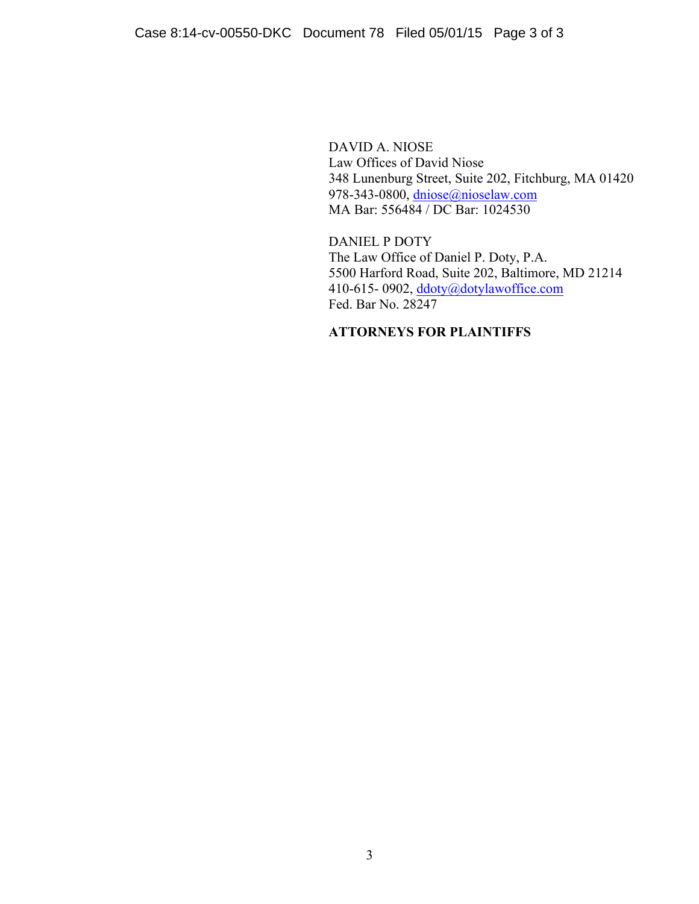DAVID A. NIOSE
Law Offices of David Niose
348 Lunenburg Street, Suite 202, Fitchburg, MA 01420
978-343-0800, dniose@nioselaw.com
MA Bar: 556484 / DC Bar: 1024530

DANIEL P DOTY
The Law Office of Daniel P. Doty, P.A.
5500 Harford Road, Suite 202, Baltimore, MD 21214
410-615- 0902, ddoty@dotylawoffice.com
Fed. Bar No. 28247

**ATTORNEYS FOR PLAINTIFFS**